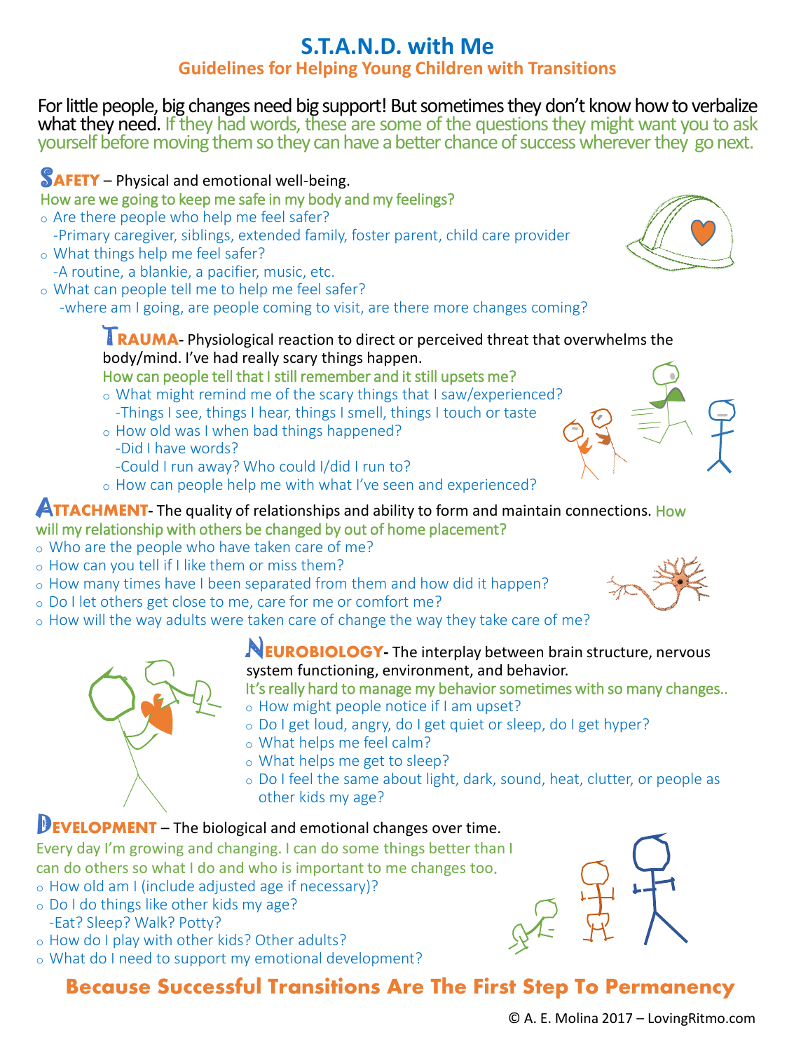# S.T.A.N.D. with Me

## Guidelines for Helping Young Children with Transitions

For little people, big changes need big support! But sometimes they don't know how to verbalize what they need. If they had words, these are some of the questions they might want you to ask yourself before moving them so they can have a better chance of success wherever they go next.

### SAFETY – Physical and emotional well-being.

How are we going to keep me safe in my body and my feelings?

- Are there people who help me feel safer?
  - -Primary caregiver, siblings, extended family, foster parent, child care provider
- What things help me feel safer?
  - -A routine, a blankie, a pacifier, music, etc.
- What can people tell me to help me feel safer?
  - -where am I going, are people coming to visit, are there more changes coming?

### TRAUMA- Physiological reaction to direct or perceived threat that overwhelms the body/mind. I've had really scary things happen.

How can people tell that I still remember and it still upsets me?

- What might remind me of the scary things that I saw/experienced?
  - -Things I see, things I hear, things I smell, things I touch or taste
- How old was I when bad things happened?
  - -Did I have words?
  - -Could I run away? Who could I/did I run to?
- How can people help me with what I've seen and experienced?

### ATTACHMENT- The quality of relationships and ability to form and maintain connections. How will my relationship with others be changed by out of home placement?

- Who are the people who have taken care of me?
- How can you tell if I like them or miss them?
- How many times have I been separated from them and how did it happen?
- Do I let others get close to me, care for me or comfort me?
- How will the way adults were taken care of change the way they take care of me?

### NEUROBIOLOGY- The interplay between brain structure, nervous system functioning, environment, and behavior.

It's really hard to manage my behavior sometimes with so many changes..

- How might people notice if I am upset?
- Do I get loud, angry, do I get quiet or sleep, do I get hyper?
- What helps me feel calm?
- What helps me get to sleep?
- Do I feel the same about light, dark, sound, heat, clutter, or people as other kids my age?

### DEVELOPMENT – The biological and emotional changes over time.

Every day I'm growing and changing. I can do some things better than I can do others so what I do and who is important to me changes too.

- How old am I (include adjusted age if necessary)?
- Do I do things like other kids my age?
  - -Eat? Sleep? Walk? Potty?
- How do I play with other kids? Other adults?
- What do I need to support my emotional development?

**Because Successful Transitions Are The First Step To Permanency**

© A. E. Molina 2017 – LovingRitmo.com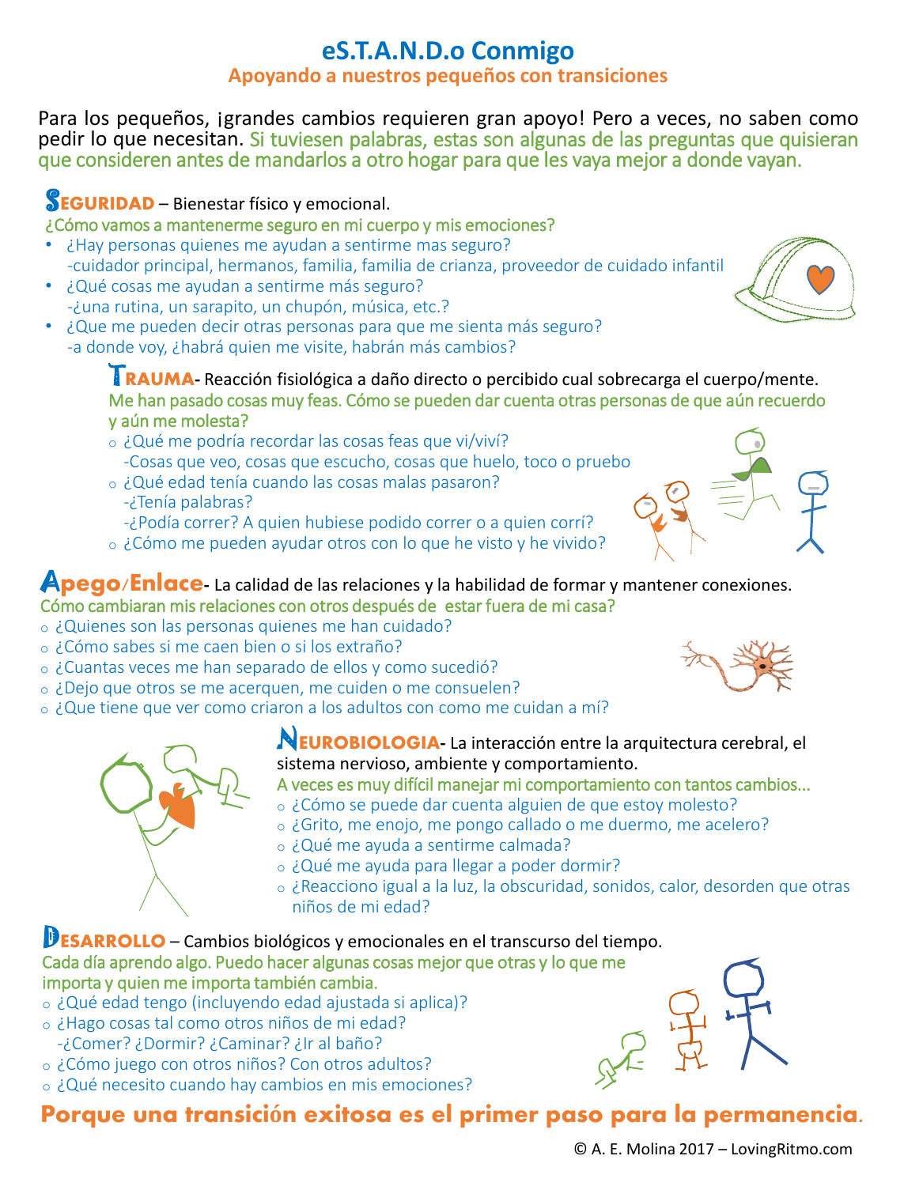# eS.T.A.N.D.o Conmigo

## Apoyando a nuestros pequeños con transiciones

Para los pequeños, ¡grandes cambios requieren gran apoyo! Pero a veces, no saben como pedir lo que necesitan. Si tuviesen palabras, estas son algunas de las preguntas que quisieran que consideren antes de mandarlos a otro hogar para que les vaya mejor a donde vayan.

### SEGURIDAD – Bienestar físico y emocional.

¿Cómo vamos a mantenerme seguro en mi cuerpo y mis emociones?

- ¿Hay personas quienes me ayudan a sentirme mas seguro?
  -cuidador principal, hermanos, familia, familia de crianza, proveedor de cuidado infantil
- ¿Qué cosas me ayudan a sentirme más seguro?
  -¿una rutina, un sarapito, un chupón, música, etc.?
- ¿Que me pueden decir otras personas para que me sienta más seguro?
  -a donde voy, ¿habrá quien me visite, habrán más cambios?

### TRAUMA- Reacción fisiológica a daño directo o percibido cual sobrecarga el cuerpo/mente.

Me han pasado cosas muy feas. Cómo se pueden dar cuenta otras personas de que aún recuerdo y aún me molesta?

- ¿Qué me podría recordar las cosas feas que vi/viví?
  -Cosas que veo, cosas que escucho, cosas que huelo, toco o pruebo
- ¿Qué edad tenía cuando las cosas malas pasaron?
  -¿Tenía palabras?
  -¿Podía correr? A quien hubiese podido correr o a quien corrí?
- ¿Cómo me pueden ayudar otros con lo que he visto y he vivido?

### Apego/Enlace- La calidad de las relaciones y la habilidad de formar y mantener conexiones.

Cómo cambiaran mis relaciones con otros después de estar fuera de mi casa?

- ¿Quienes son las personas quienes me han cuidado?
- ¿Cómo sabes si me caen bien o si los extraño?
- ¿Cuantas veces me han separado de ellos y como sucedió?
- ¿Dejo que otros se me acerquen, me cuiden o me consuelen?
- ¿Que tiene que ver como criaron a los adultos con como me cuidan a mí?

### NEUROBIOLOGIA- La interacción entre la arquitectura cerebral, el sistema nervioso, ambiente y comportamiento.

A veces es muy difícil manejar mi comportamiento con tantos cambios...

- ¿Cómo se puede dar cuenta alguien de que estoy molesto?
- ¿Grito, me enojo, me pongo callado o me duermo, me acelero?
- ¿Qué me ayuda a sentirme calmada?
- ¿Qué me ayuda para llegar a poder dormir?
- ¿Reacciono igual a la luz, la obscuridad, sonidos, calor, desorden que otras niños de mi edad?

### DESARROLLO – Cambios biológicos y emocionales en el transcurso del tiempo.

Cada día aprendo algo. Puedo hacer algunas cosas mejor que otras y lo que me importa y quien me importa también cambia.

- ¿Qué edad tengo (incluyendo edad ajustada si aplica)?
- ¿Hago cosas tal como otros niños de mi edad?
  -¿Comer? ¿Dormir? ¿Caminar? ¿Ir al baño?
- ¿Cómo juego con otros niños? Con otros adultos?
- ¿Qué necesito cuando hay cambios en mis emociones?

**Porque una transición exitosa es el primer paso para la permanencia.**

© A. E. Molina 2017 – LovingRitmo.com